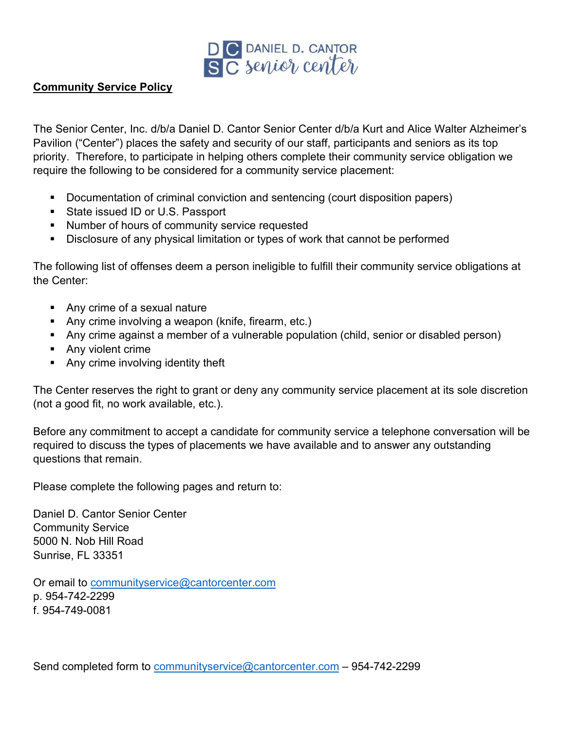DANIEL D. CANTOR senior center

**Community Service Policy**

The Senior Center, Inc. d/b/a Daniel D. Cantor Senior Center d/b/a Kurt and Alice Walter Alzheimer's Pavilion ("Center") places the safety and security of our staff, participants and seniors as its top priority. Therefore, to participate in helping others complete their community service obligation we require the following to be considered for a community service placement:

- Documentation of criminal conviction and sentencing (court disposition papers)
- State issued ID or U.S. Passport
- Number of hours of community service requested
- Disclosure of any physical limitation or types of work that cannot be performed

The following list of offenses deem a person ineligible to fulfill their community service obligations at the Center:

- Any crime of a sexual nature
- Any crime involving a weapon (knife, firearm, etc.)
- Any crime against a member of a vulnerable population (child, senior or disabled person)
- Any violent crime
- Any crime involving identity theft

The Center reserves the right to grant or deny any community service placement at its sole discretion (not a good fit, no work available, etc.).

Before any commitment to accept a candidate for community service a telephone conversation will be required to discuss the types of placements we have available and to answer any outstanding questions that remain.

Please complete the following pages and return to:

Daniel D. Cantor Senior Center
Community Service
5000 N. Nob Hill Road
Sunrise, FL 33351

Or email to communityservice@cantorcenter.com
p. 954-742-2299
f. 954-749-0081

Send completed form to communityservice@cantorcenter.com – 954-742-2299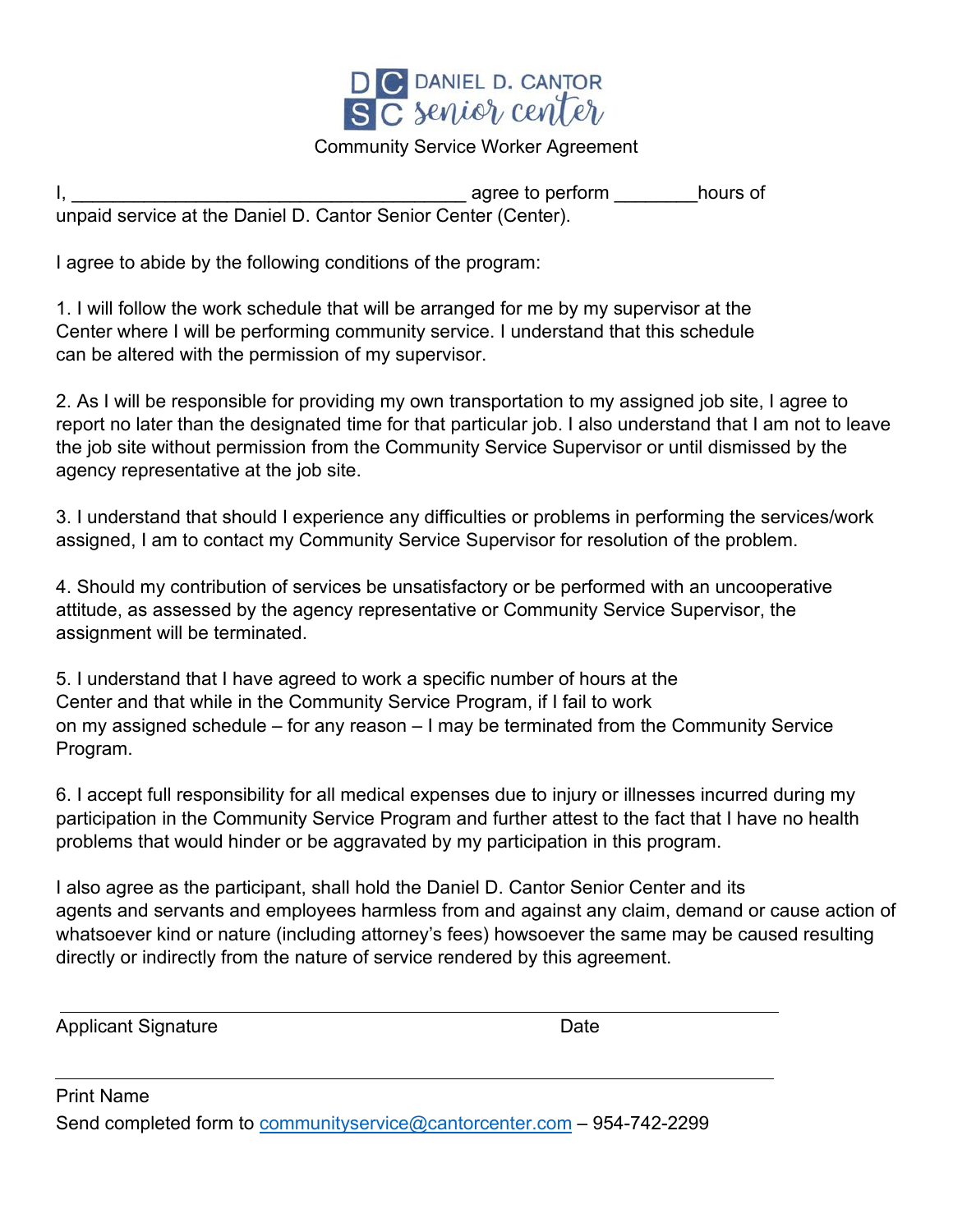DANIEL D. CANTOR senior center

Community Service Worker Agreement

I, ______________________________________ agree to perform ________hours of unpaid service at the Daniel D. Cantor Senior Center (Center).

I agree to abide by the following conditions of the program:

1. I will follow the work schedule that will be arranged for me by my supervisor at the Center where I will be performing community service. I understand that this schedule can be altered with the permission of my supervisor.

2. As I will be responsible for providing my own transportation to my assigned job site, I agree to report no later than the designated time for that particular job. I also understand that I am not to leave the job site without permission from the Community Service Supervisor or until dismissed by the agency representative at the job site.

3. I understand that should I experience any difficulties or problems in performing the services/work assigned, I am to contact my Community Service Supervisor for resolution of the problem.

4. Should my contribution of services be unsatisfactory or be performed with an uncooperative attitude, as assessed by the agency representative or Community Service Supervisor, the assignment will be terminated.

5. I understand that I have agreed to work a specific number of hours at the Center and that while in the Community Service Program, if I fail to work on my assigned schedule – for any reason – I may be terminated from the Community Service Program.

6. I accept full responsibility for all medical expenses due to injury or illnesses incurred during my participation in the Community Service Program and further attest to the fact that I have no health problems that would hinder or be aggravated by my participation in this program.

I also agree as the participant, shall hold the Daniel D. Cantor Senior Center and its agents and servants and employees harmless from and against any claim, demand or cause action of whatsoever kind or nature (including attorney's fees) howsoever the same may be caused resulting directly or indirectly from the nature of service rendered by this agreement.

______________________________________________________________

Applicant Signature                                        Date

______________________________________________________________

Print Name

Send completed form to communityservice@cantorcenter.com – 954-742-2299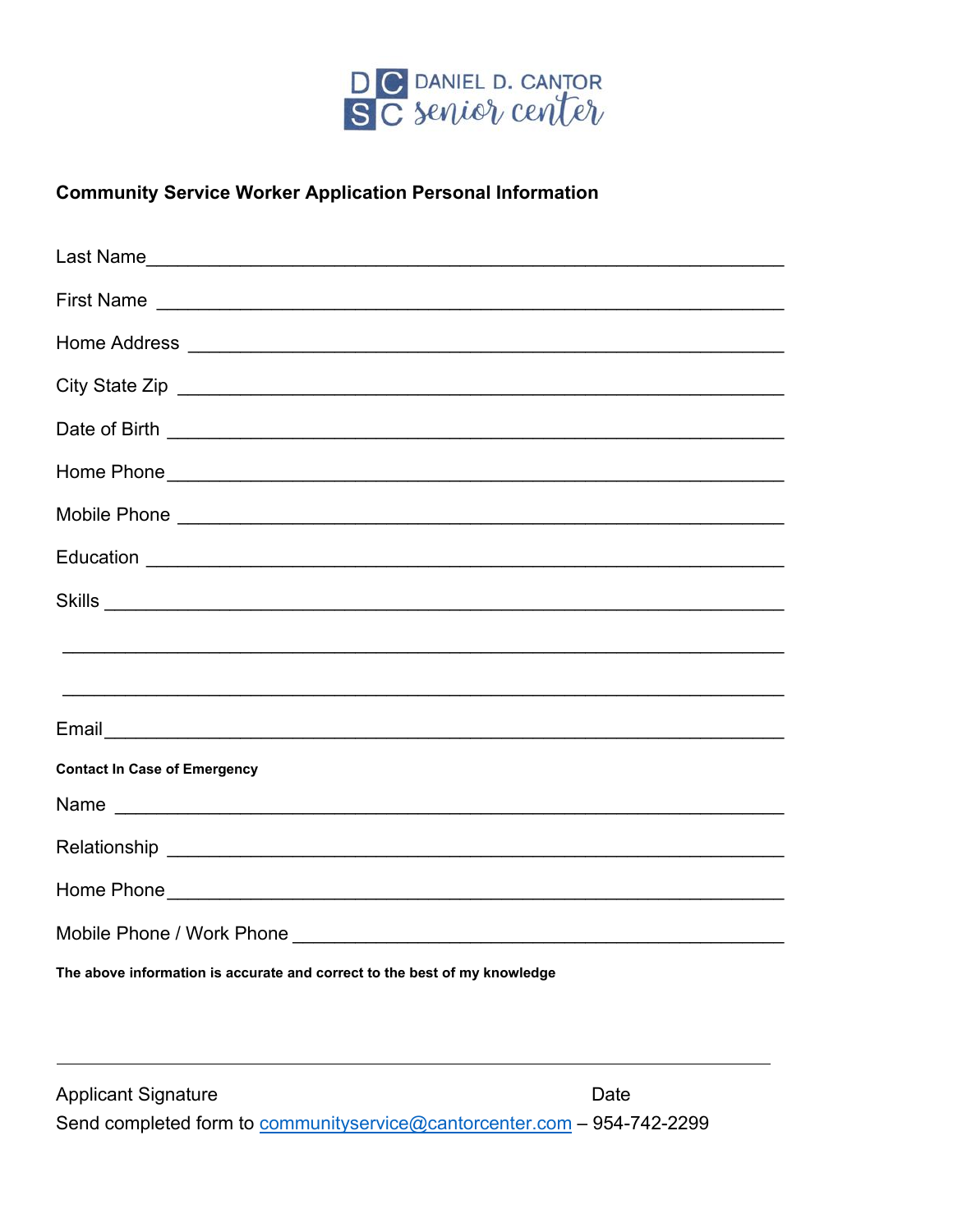DANIEL D. CANTOR senior center

**Community Service Worker Application Personal Information**

Last Name\_\_\_\_\_\_\_\_\_\_\_\_\_\_\_\_\_\_\_\_\_\_\_\_\_\_\_\_\_\_\_\_\_\_\_\_\_\_\_\_\_\_\_\_\_\_\_\_\_\_\_\_\_\_

First Name \_\_\_\_\_\_\_\_\_\_\_\_\_\_\_\_\_\_\_\_\_\_\_\_\_\_\_\_\_\_\_\_\_\_\_\_\_\_\_\_\_\_\_\_\_\_\_\_\_\_\_\_

Home Address \_\_\_\_\_\_\_\_\_\_\_\_\_\_\_\_\_\_\_\_\_\_\_\_\_\_\_\_\_\_\_\_\_\_\_\_\_\_\_\_\_\_\_\_\_\_\_\_\_\_

City State Zip \_\_\_\_\_\_\_\_\_\_\_\_\_\_\_\_\_\_\_\_\_\_\_\_\_\_\_\_\_\_\_\_\_\_\_\_\_\_\_\_\_\_\_\_\_\_\_\_\_\_\_

Date of Birth \_\_\_\_\_\_\_\_\_\_\_\_\_\_\_\_\_\_\_\_\_\_\_\_\_\_\_\_\_\_\_\_\_\_\_\_\_\_\_\_\_\_\_\_\_\_\_\_\_\_\_

Home Phone\_\_\_\_\_\_\_\_\_\_\_\_\_\_\_\_\_\_\_\_\_\_\_\_\_\_\_\_\_\_\_\_\_\_\_\_\_\_\_\_\_\_\_\_\_\_\_\_\_\_\_\_

Mobile Phone \_\_\_\_\_\_\_\_\_\_\_\_\_\_\_\_\_\_\_\_\_\_\_\_\_\_\_\_\_\_\_\_\_\_\_\_\_\_\_\_\_\_\_\_\_\_\_\_\_\_\_

Education \_\_\_\_\_\_\_\_\_\_\_\_\_\_\_\_\_\_\_\_\_\_\_\_\_\_\_\_\_\_\_\_\_\_\_\_\_\_\_\_\_\_\_\_\_\_\_\_\_\_\_\_\_

Skills \_\_\_\_\_\_\_\_\_\_\_\_\_\_\_\_\_\_\_\_\_\_\_\_\_\_\_\_\_\_\_\_\_\_\_\_\_\_\_\_\_\_\_\_\_\_\_\_\_\_\_\_\_\_\_\_

\_\_\_\_\_\_\_\_\_\_\_\_\_\_\_\_\_\_\_\_\_\_\_\_\_\_\_\_\_\_\_\_\_\_\_\_\_\_\_\_\_\_\_\_\_\_\_\_\_\_\_\_\_\_\_\_\_\_\_\_\_

\_\_\_\_\_\_\_\_\_\_\_\_\_\_\_\_\_\_\_\_\_\_\_\_\_\_\_\_\_\_\_\_\_\_\_\_\_\_\_\_\_\_\_\_\_\_\_\_\_\_\_\_\_\_\_\_\_\_\_\_\_

Email\_\_\_\_\_\_\_\_\_\_\_\_\_\_\_\_\_\_\_\_\_\_\_\_\_\_\_\_\_\_\_\_\_\_\_\_\_\_\_\_\_\_\_\_\_\_\_\_\_\_\_\_\_\_\_\_\_

**Contact In Case of Emergency**

Name \_\_\_\_\_\_\_\_\_\_\_\_\_\_\_\_\_\_\_\_\_\_\_\_\_\_\_\_\_\_\_\_\_\_\_\_\_\_\_\_\_\_\_\_\_\_\_\_\_\_\_\_\_\_\_\_

Relationship \_\_\_\_\_\_\_\_\_\_\_\_\_\_\_\_\_\_\_\_\_\_\_\_\_\_\_\_\_\_\_\_\_\_\_\_\_\_\_\_\_\_\_\_\_\_\_\_\_\_\_\_

Home Phone\_\_\_\_\_\_\_\_\_\_\_\_\_\_\_\_\_\_\_\_\_\_\_\_\_\_\_\_\_\_\_\_\_\_\_\_\_\_\_\_\_\_\_\_\_\_\_\_\_\_\_\_

Mobile Phone / Work Phone \_\_\_\_\_\_\_\_\_\_\_\_\_\_\_\_\_\_\_\_\_\_\_\_\_\_\_\_\_\_\_\_\_\_\_\_\_\_\_\_\_\_

**The above information is accurate and correct to the best of my knowledge**

\_\_\_\_\_\_\_\_\_\_\_\_\_\_\_\_\_\_\_\_\_\_\_\_\_\_\_\_\_\_\_\_\_\_\_\_\_\_\_\_\_\_\_\_\_\_\_\_\_\_\_\_\_\_\_\_\_\_\_\_\_

Applicant Signature Date

Send completed form to communityservice@cantorcenter.com – 954-742-2299